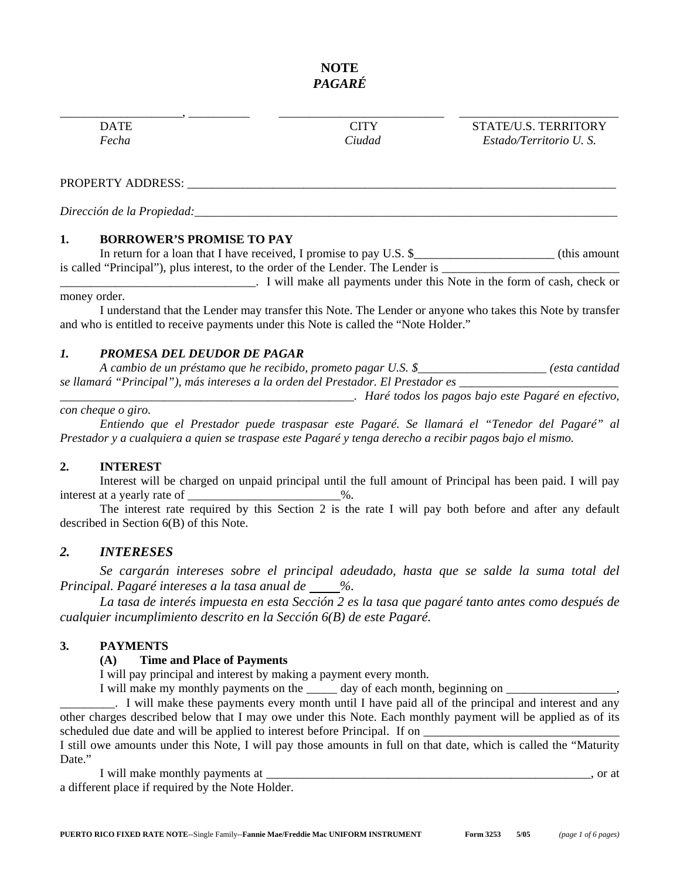# NOTE
## *PAGARÉ*

| ____________________, __________ | ____________________________ | ____________________________ |
|---|---|---|
| DATE | CITY | STATE/U.S. TERRITORY |
| *Fecha* | *Ciudad* | *Estado/Territorio U. S.* |

PROPERTY ADDRESS: ___________________________________________________________________________

*Dirección de la Propiedad:*___________________________________________________________________________

**1. BORROWER'S PROMISE TO PAY**

In return for a loan that I have received, I promise to pay U.S. $_______________________ (this amount is called "Principal"), plus interest, to the order of the Lender. The Lender is ______________________________ ________________________________. I will make all payments under this Note in the form of cash, check or money order.

I understand that the Lender may transfer this Note. The Lender or anyone who takes this Note by transfer and who is entitled to receive payments under this Note is called the "Note Holder."

***1. PROMESA DEL DEUDOR DE PAGAR***

*A cambio de un préstamo que he recibido, prometo pagar U.S. $_____________________ (esta cantidad se llamará "Principal"), más intereses a la orden del Prestador. El Prestador es __________________________ __________________________________________________. Haré todos los pagos bajo este Pagaré en efectivo, con cheque o giro.*

*Entiendo que el Prestador puede traspasar este Pagaré. Se llamará el "Tenedor del Pagaré" al Prestador y a cualquiera a quien se traspase este Pagaré y tenga derecho a recibir pagos bajo el mismo.*

**2. INTEREST**

Interest will be charged on unpaid principal until the full amount of Principal has been paid. I will pay interest at a yearly rate of _________________________%.

The interest rate required by this Section 2 is the rate I will pay both before and after any default described in Section 6(B) of this Note.

***2. INTERESES***

*Se cargarán intereses sobre el principal adeudado, hasta que se salde la suma total del Principal. Pagaré intereses a la tasa anual de _____%.*

*La tasa de interés impuesta en esta Sección 2 es la tasa que pagaré tanto antes como después de cualquier incumplimiento descrito en la Sección 6(B) de este Pagaré.*

**3. PAYMENTS**

**(A) Time and Place of Payments**

I will pay principal and interest by making a payment every month.

I will make my monthly payments on the _____ day of each month, beginning on __________________, _________. I will make these payments every month until I have paid all of the principal and interest and any other charges described below that I may owe under this Note. Each monthly payment will be applied as of its scheduled due date and will be applied to interest before Principal. If on ________________________________ I still owe amounts under this Note, I will pay those amounts in full on that date, which is called the "Maturity Date."

I will make monthly payments at _______________________________________________________, or at a different place if required by the Note Holder.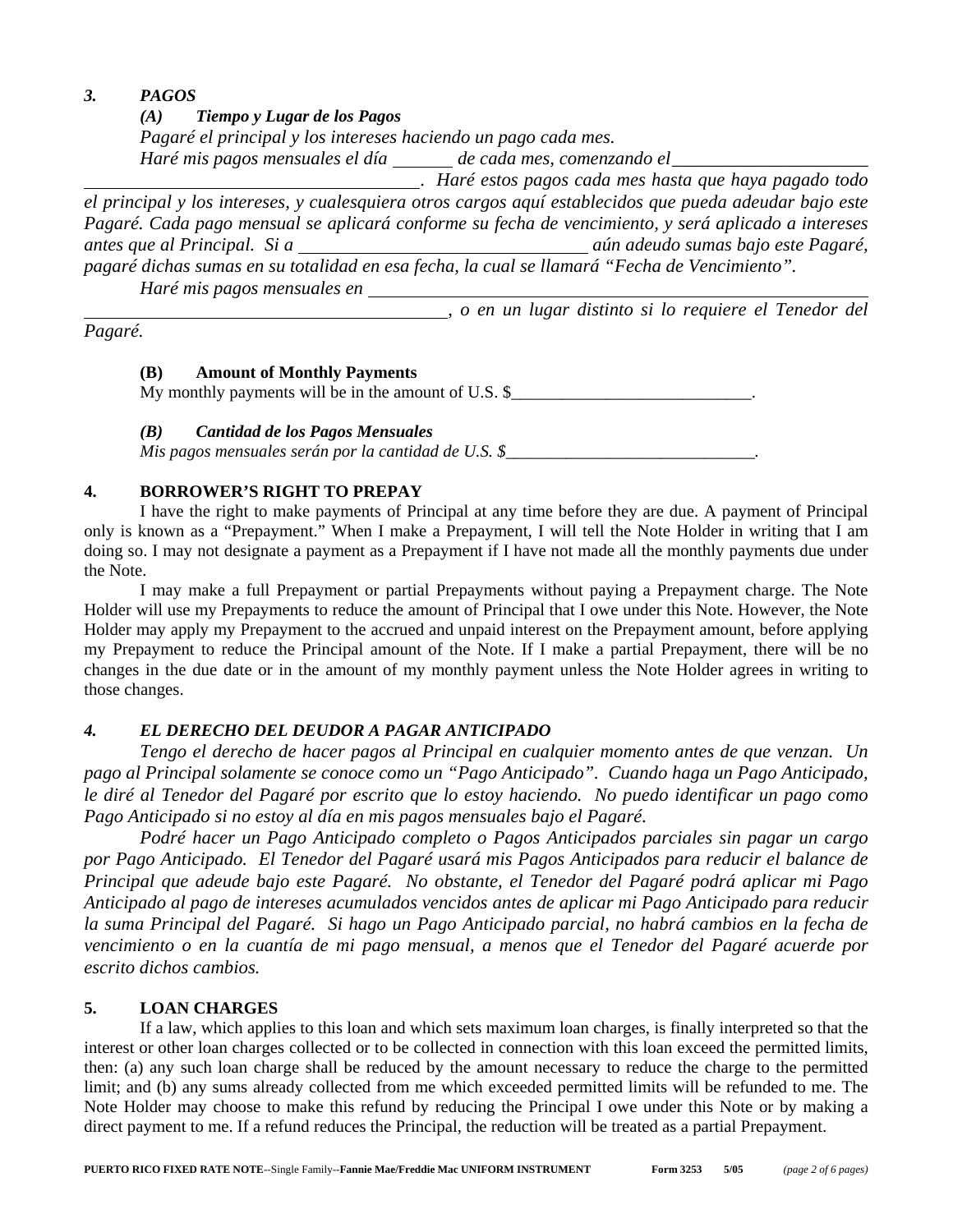***3. PAGOS***

***(A) Tiempo y Lugar de los Pagos***

*Pagaré el principal y los intereses haciendo un pago cada mes.*

*Haré mis pagos mensuales el día \_\_\_\_\_\_ de cada mes, comenzando el \_\_\_\_\_\_\_\_\_\_\_\_\_\_\_\_\_\_\_\_\_\_\_\_\_\_\_\_\_\_\_\_\_\_\_\_\_\_\_\_\_\_\_\_\_\_\_\_\_\_\_\_\_\_. Haré estos pagos cada mes hasta que haya pagado todo el principal y los intereses, y cualesquiera otros cargos aquí establecidos que pueda adeudar bajo este Pagaré. Cada pago mensual se aplicará conforme su fecha de vencimiento, y será aplicado a intereses antes que al Principal. Si a \_\_\_\_\_\_\_\_\_\_\_\_\_\_\_\_\_\_\_\_\_\_\_\_\_\_\_\_\_\_ aún adeudo sumas bajo este Pagaré, pagaré dichas sumas en su totalidad en esa fecha, la cual se llamará "Fecha de Vencimiento".*

*Haré mis pagos mensuales en \_\_\_\_\_\_\_\_\_\_\_\_\_\_\_\_\_\_\_\_\_\_\_\_\_\_\_\_\_\_\_\_\_\_\_\_\_\_\_\_\_\_\_\_\_\_\_\_\_\_\_\_\_\_\_\_\_\_\_\_\_\_\_\_\_\_\_\_\_\_\_\_\_\_\_\_\_\_\_\_\_\_\_\_\_\_\_\_\_\_\_\_\_\_\_\_\_\_, o en un lugar distinto si lo requiere el Tenedor del Pagaré.*

**(B) Amount of Monthly Payments**

My monthly payments will be in the amount of U.S. $\_\_\_\_\_\_\_\_\_\_\_\_\_\_\_\_\_\_\_\_\_\_\_\_\_\_\_\_.

***(B) Cantidad de los Pagos Mensuales***

*Mis pagos mensuales serán por la cantidad de U.S. $\_\_\_\_\_\_\_\_\_\_\_\_\_\_\_\_\_\_\_\_\_\_\_\_\_\_\_\_\_.*

**4. BORROWER'S RIGHT TO PREPAY**

I have the right to make payments of Principal at any time before they are due. A payment of Principal only is known as a "Prepayment." When I make a Prepayment, I will tell the Note Holder in writing that I am doing so. I may not designate a payment as a Prepayment if I have not made all the monthly payments due under the Note.

I may make a full Prepayment or partial Prepayments without paying a Prepayment charge. The Note Holder will use my Prepayments to reduce the amount of Principal that I owe under this Note. However, the Note Holder may apply my Prepayment to the accrued and unpaid interest on the Prepayment amount, before applying my Prepayment to reduce the Principal amount of the Note. If I make a partial Prepayment, there will be no changes in the due date or in the amount of my monthly payment unless the Note Holder agrees in writing to those changes.

***4. EL DERECHO DEL DEUDOR A PAGAR ANTICIPADO***

*Tengo el derecho de hacer pagos al Principal en cualquier momento antes de que venzan. Un pago al Principal solamente se conoce como un "Pago Anticipado". Cuando haga un Pago Anticipado, le diré al Tenedor del Pagaré por escrito que lo estoy haciendo. No puedo identificar un pago como Pago Anticipado si no estoy al día en mis pagos mensuales bajo el Pagaré.*

*Podré hacer un Pago Anticipado completo o Pagos Anticipados parciales sin pagar un cargo por Pago Anticipado. El Tenedor del Pagaré usará mis Pagos Anticipados para reducir el balance de Principal que adeude bajo este Pagaré. No obstante, el Tenedor del Pagaré podrá aplicar mi Pago Anticipado al pago de intereses acumulados vencidos antes de aplicar mi Pago Anticipado para reducir la suma Principal del Pagaré. Si hago un Pago Anticipado parcial, no habrá cambios en la fecha de vencimiento o en la cuantía de mi pago mensual, a menos que el Tenedor del Pagaré acuerde por escrito dichos cambios.*

**5. LOAN CHARGES**

If a law, which applies to this loan and which sets maximum loan charges, is finally interpreted so that the interest or other loan charges collected or to be collected in connection with this loan exceed the permitted limits, then: (a) any such loan charge shall be reduced by the amount necessary to reduce the charge to the permitted limit; and (b) any sums already collected from me which exceeded permitted limits will be refunded to me. The Note Holder may choose to make this refund by reducing the Principal I owe under this Note or by making a direct payment to me. If a refund reduces the Principal, the reduction will be treated as a partial Prepayment.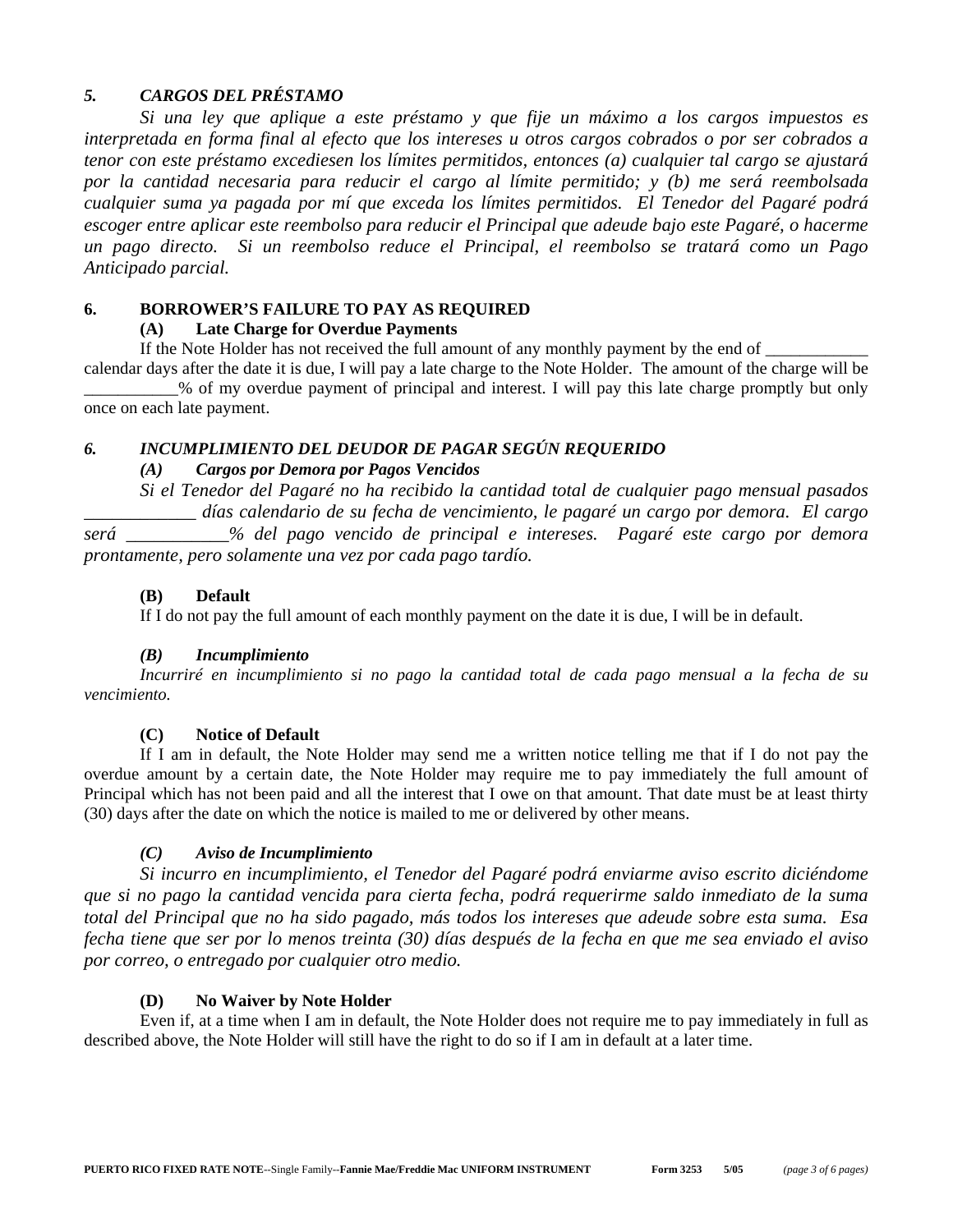### *5. CARGOS DEL PRÉSTAMO*

*Si una ley que aplique a este préstamo y que fije un máximo a los cargos impuestos es interpretada en forma final al efecto que los intereses u otros cargos cobrados o por ser cobrados a tenor con este préstamo excediesen los límites permitidos, entonces (a) cualquier tal cargo se ajustará por la cantidad necesaria para reducir el cargo al límite permitido; y (b) me será reembolsada cualquier suma ya pagada por mí que exceda los límites permitidos. El Tenedor del Pagaré podrá escoger entre aplicar este reembolso para reducir el Principal que adeude bajo este Pagaré, o hacerme un pago directo. Si un reembolso reduce el Principal, el reembolso se tratará como un Pago Anticipado parcial.*

### 6. BORROWER'S FAILURE TO PAY AS REQUIRED

**(A) Late Charge for Overdue Payments**

If the Note Holder has not received the full amount of any monthly payment by the end of ____________ calendar days after the date it is due, I will pay a late charge to the Note Holder. The amount of the charge will be ___________% of my overdue payment of principal and interest. I will pay this late charge promptly but only once on each late payment.

### *6. INCUMPLIMIENTO DEL DEUDOR DE PAGAR SEGÚN REQUERIDO*

***(A) Cargos por Demora por Pagos Vencidos***

*Si el Tenedor del Pagaré no ha recibido la cantidad total de cualquier pago mensual pasados ____________ días calendario de su fecha de vencimiento, le pagaré un cargo por demora. El cargo será ___________% del pago vencido de principal e intereses. Pagaré este cargo por demora prontamente, pero solamente una vez por cada pago tardío.*

**(B) Default**

If I do not pay the full amount of each monthly payment on the date it is due, I will be in default.

***(B) Incumplimiento***

*Incurriré en incumplimiento si no pago la cantidad total de cada pago mensual a la fecha de su vencimiento.*

**(C) Notice of Default**

If I am in default, the Note Holder may send me a written notice telling me that if I do not pay the overdue amount by a certain date, the Note Holder may require me to pay immediately the full amount of Principal which has not been paid and all the interest that I owe on that amount. That date must be at least thirty (30) days after the date on which the notice is mailed to me or delivered by other means.

***(C) Aviso de Incumplimiento***

*Si incurro en incumplimiento, el Tenedor del Pagaré podrá enviarme aviso escrito diciéndome que si no pago la cantidad vencida para cierta fecha, podrá requerirme saldo inmediato de la suma total del Principal que no ha sido pagado, más todos los intereses que adeude sobre esta suma. Esa fecha tiene que ser por lo menos treinta (30) días después de la fecha en que me sea enviado el aviso por correo, o entregado por cualquier otro medio.*

**(D) No Waiver by Note Holder**

Even if, at a time when I am in default, the Note Holder does not require me to pay immediately in full as described above, the Note Holder will still have the right to do so if I am in default at a later time.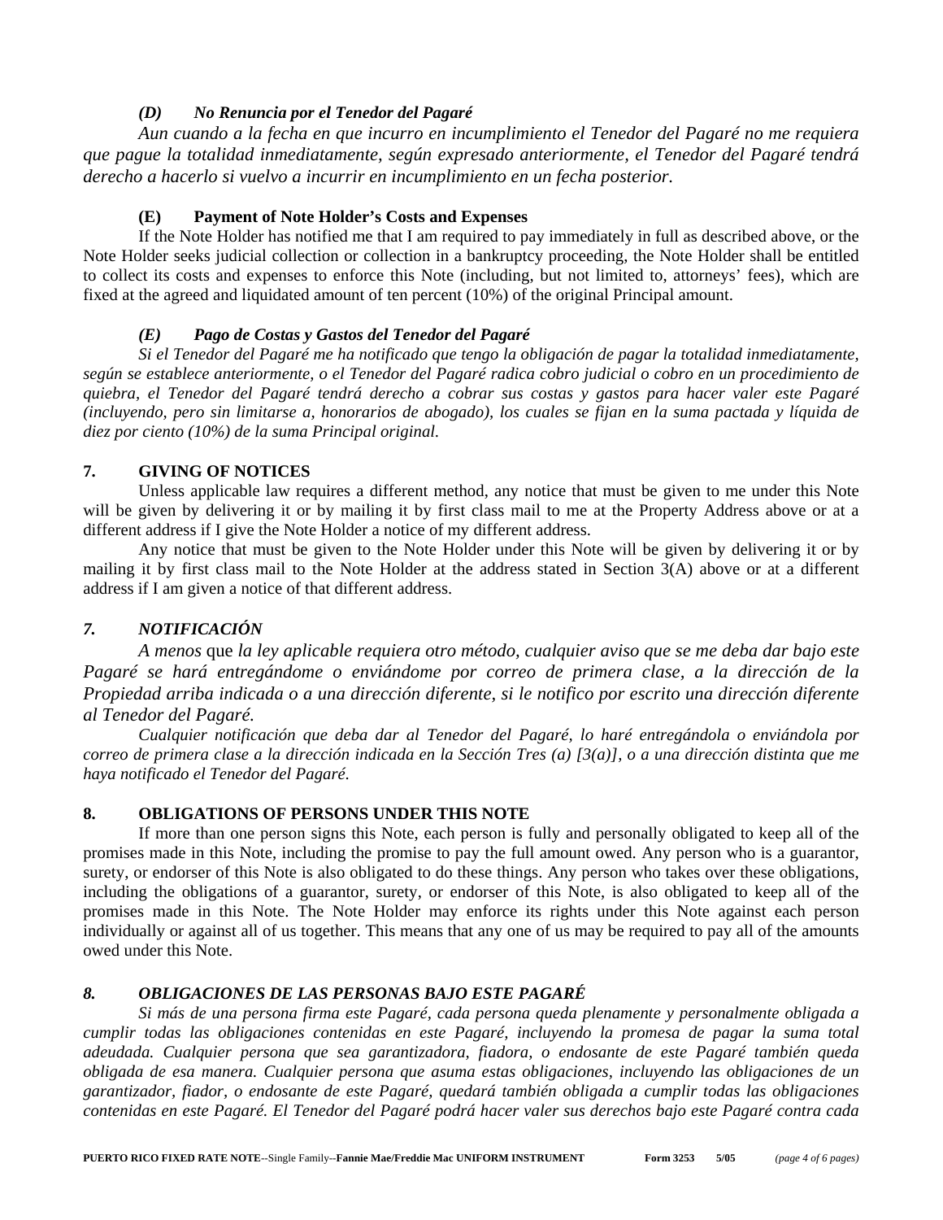### *(D) No Renuncia por el Tenedor del Pagaré*

*Aun cuando a la fecha en que incurro en incumplimiento el Tenedor del Pagaré no me requiera que pague la totalidad inmediatamente, según expresado anteriormente, el Tenedor del Pagaré tendrá derecho a hacerlo si vuelvo a incurrir en incumplimiento en un fecha posterior.*

### (E) Payment of Note Holder's Costs and Expenses

If the Note Holder has notified me that I am required to pay immediately in full as described above, or the Note Holder seeks judicial collection or collection in a bankruptcy proceeding, the Note Holder shall be entitled to collect its costs and expenses to enforce this Note (including, but not limited to, attorneys' fees), which are fixed at the agreed and liquidated amount of ten percent (10%) of the original Principal amount.

### *(E) Pago de Costas y Gastos del Tenedor del Pagaré*

*Si el Tenedor del Pagaré me ha notificado que tengo la obligación de pagar la totalidad inmediatamente, según se establece anteriormente, o el Tenedor del Pagaré radica cobro judicial o cobro en un procedimiento de quiebra, el Tenedor del Pagaré tendrá derecho a cobrar sus costas y gastos para hacer valer este Pagaré (incluyendo, pero sin limitarse a, honorarios de abogado), los cuales se fijan en la suma pactada y líquida de diez por ciento (10%) de la suma Principal original.*

## 7. GIVING OF NOTICES

Unless applicable law requires a different method, any notice that must be given to me under this Note will be given by delivering it or by mailing it by first class mail to me at the Property Address above or at a different address if I give the Note Holder a notice of my different address.

Any notice that must be given to the Note Holder under this Note will be given by delivering it or by mailing it by first class mail to the Note Holder at the address stated in Section 3(A) above or at a different address if I am given a notice of that different address.

## *7. NOTIFICACIÓN*

*A menos* que *la ley aplicable requiera otro método, cualquier aviso que se me deba dar bajo este Pagaré se hará entregándome o enviándome por correo de primera clase, a la dirección de la Propiedad arriba indicada o a una dirección diferente, si le notifico por escrito una dirección diferente al Tenedor del Pagaré.*

*Cualquier notificación que deba dar al Tenedor del Pagaré, lo haré entregándola o enviándola por correo de primera clase a la dirección indicada en la Sección Tres (a) [3(a)], o a una dirección distinta que me haya notificado el Tenedor del Pagaré.*

## 8. OBLIGATIONS OF PERSONS UNDER THIS NOTE

If more than one person signs this Note, each person is fully and personally obligated to keep all of the promises made in this Note, including the promise to pay the full amount owed. Any person who is a guarantor, surety, or endorser of this Note is also obligated to do these things. Any person who takes over these obligations, including the obligations of a guarantor, surety, or endorser of this Note, is also obligated to keep all of the promises made in this Note. The Note Holder may enforce its rights under this Note against each person individually or against all of us together. This means that any one of us may be required to pay all of the amounts owed under this Note.

## *8. OBLIGACIONES DE LAS PERSONAS BAJO ESTE PAGARÉ*

*Si más de una persona firma este Pagaré, cada persona queda plenamente y personalmente obligada a cumplir todas las obligaciones contenidas en este Pagaré, incluyendo la promesa de pagar la suma total adeudada. Cualquier persona que sea garantizadora, fiadora, o endosante de este Pagaré también queda obligada de esa manera. Cualquier persona que asuma estas obligaciones, incluyendo las obligaciones de un garantizador, fiador, o endosante de este Pagaré, quedará también obligada a cumplir todas las obligaciones contenidas en este Pagaré. El Tenedor del Pagaré podrá hacer valer sus derechos bajo este Pagaré contra cada*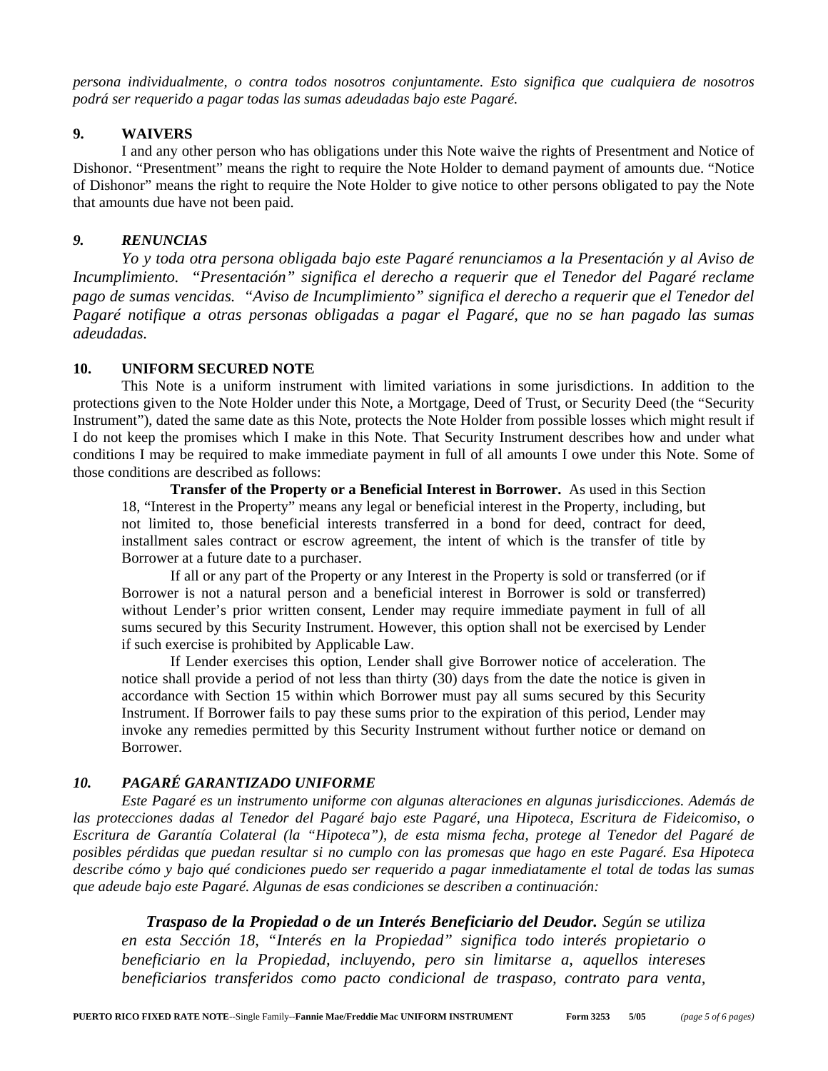*persona individualmente, o contra todos nosotros conjuntamente. Esto significa que cualquiera de nosotros podrá ser requerido a pagar todas las sumas adeudadas bajo este Pagaré.*

**9. WAIVERS**

I and any other person who has obligations under this Note waive the rights of Presentment and Notice of Dishonor. "Presentment" means the right to require the Note Holder to demand payment of amounts due. "Notice of Dishonor" means the right to require the Note Holder to give notice to other persons obligated to pay the Note that amounts due have not been paid.

***9. RENUNCIAS***

*Yo y toda otra persona obligada bajo este Pagaré renunciamos a la Presentación y al Aviso de Incumplimiento. "Presentación" significa el derecho a requerir que el Tenedor del Pagaré reclame pago de sumas vencidas. "Aviso de Incumplimiento" significa el derecho a requerir que el Tenedor del Pagaré notifique a otras personas obligadas a pagar el Pagaré, que no se han pagado las sumas adeudadas.*

**10. UNIFORM SECURED NOTE**

This Note is a uniform instrument with limited variations in some jurisdictions. In addition to the protections given to the Note Holder under this Note, a Mortgage, Deed of Trust, or Security Deed (the "Security Instrument"), dated the same date as this Note, protects the Note Holder from possible losses which might result if I do not keep the promises which I make in this Note. That Security Instrument describes how and under what conditions I may be required to make immediate payment in full of all amounts I owe under this Note. Some of those conditions are described as follows:

> **Transfer of the Property or a Beneficial Interest in Borrower.** As used in this Section 18, "Interest in the Property" means any legal or beneficial interest in the Property, including, but not limited to, those beneficial interests transferred in a bond for deed, contract for deed, installment sales contract or escrow agreement, the intent of which is the transfer of title by Borrower at a future date to a purchaser.
>
> If all or any part of the Property or any Interest in the Property is sold or transferred (or if Borrower is not a natural person and a beneficial interest in Borrower is sold or transferred) without Lender's prior written consent, Lender may require immediate payment in full of all sums secured by this Security Instrument. However, this option shall not be exercised by Lender if such exercise is prohibited by Applicable Law.
>
> If Lender exercises this option, Lender shall give Borrower notice of acceleration. The notice shall provide a period of not less than thirty (30) days from the date the notice is given in accordance with Section 15 within which Borrower must pay all sums secured by this Security Instrument. If Borrower fails to pay these sums prior to the expiration of this period, Lender may invoke any remedies permitted by this Security Instrument without further notice or demand on Borrower.

***10. PAGARÉ GARANTIZADO UNIFORME***

*Este Pagaré es un instrumento uniforme con algunas alteraciones en algunas jurisdicciones. Además de las protecciones dadas al Tenedor del Pagaré bajo este Pagaré, una Hipoteca, Escritura de Fideicomiso, o Escritura de Garantía Colateral (la "Hipoteca"), de esta misma fecha, protege al Tenedor del Pagaré de posibles pérdidas que puedan resultar si no cumplo con las promesas que hago en este Pagaré. Esa Hipoteca describe cómo y bajo qué condiciones puedo ser requerido a pagar inmediatamente el total de todas las sumas que adeude bajo este Pagaré. Algunas de esas condiciones se describen a continuación:*

> ***Traspaso de la Propiedad o de un Interés Beneficiario del Deudor.*** *Según se utiliza en esta Sección 18, "Interés en la Propiedad" significa todo interés propietario o beneficiario en la Propiedad, incluyendo, pero sin limitarse a, aquellos intereses beneficiarios transferidos como pacto condicional de traspaso, contrato para venta,*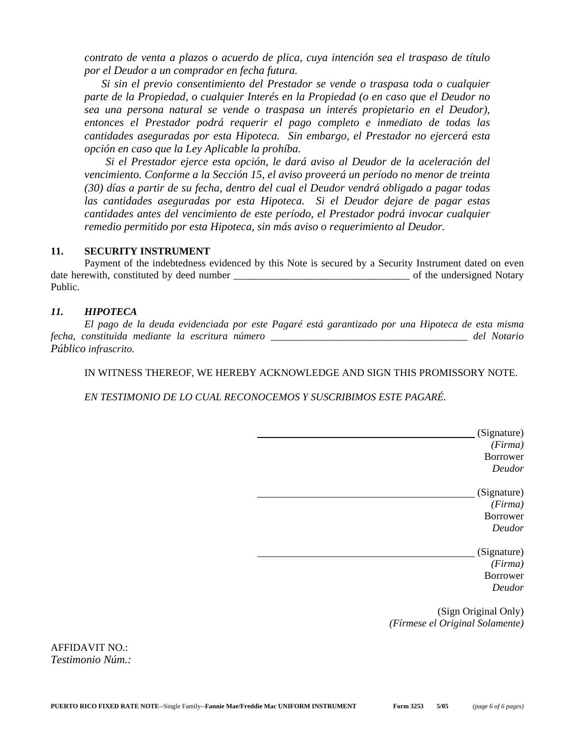*contrato de venta a plazos o acuerdo de plica, cuya intención sea el traspaso de título por el Deudor a un comprador en fecha futura.*

*Si sin el previo consentimiento del Prestador se vende o traspasa toda o cualquier parte de la Propiedad, o cualquier Interés en la Propiedad (o en caso que el Deudor no sea una persona natural se vende o traspasa un interés propietario en el Deudor), entonces el Prestador podrá requerir el pago completo e inmediato de todas las cantidades aseguradas por esta Hipoteca. Sin embargo, el Prestador no ejercerá esta opción en caso que la Ley Aplicable la prohíba.*

*Si el Prestador ejerce esta opción, le dará aviso al Deudor de la aceleración del vencimiento. Conforme a la Sección 15, el aviso proveerá un período no menor de treinta (30) días a partir de su fecha, dentro del cual el Deudor vendrá obligado a pagar todas las cantidades aseguradas por esta Hipoteca. Si el Deudor dejare de pagar estas cantidades antes del vencimiento de este período, el Prestador podrá invocar cualquier remedio permitido por esta Hipoteca, sin más aviso o requerimiento al Deudor.*

**11. SECURITY INSTRUMENT**

Payment of the indebtedness evidenced by this Note is secured by a Security Instrument dated on even date herewith, constituted by deed number ___________________________________ of the undersigned Notary Public.

***11. HIPOTECA***

*El pago de la deuda evidenciada por este Pagaré está garantizado por una Hipoteca de esta misma fecha, constituida mediante la escritura número ______________________________________ del Notario Público infrascrito.*

IN WITNESS THEREOF, WE HEREBY ACKNOWLEDGE AND SIGN THIS PROMISSORY NOTE.

*EN TESTIMONIO DE LO CUAL RECONOCEMOS Y SUSCRIBIMOS ESTE PAGARÉ.*

_____________________________________ (Signature)
*(Firma)*
Borrower
*Deudor*

_____________________________________ (Signature)
*(Firma)*
Borrower
*Deudor*

_____________________________________ (Signature)
*(Firma)*
Borrower
*Deudor*

(Sign Original Only)
*(Fírmese el Original Solamente)*

AFFIDAVIT NO.:
*Testimonio Núm.:*